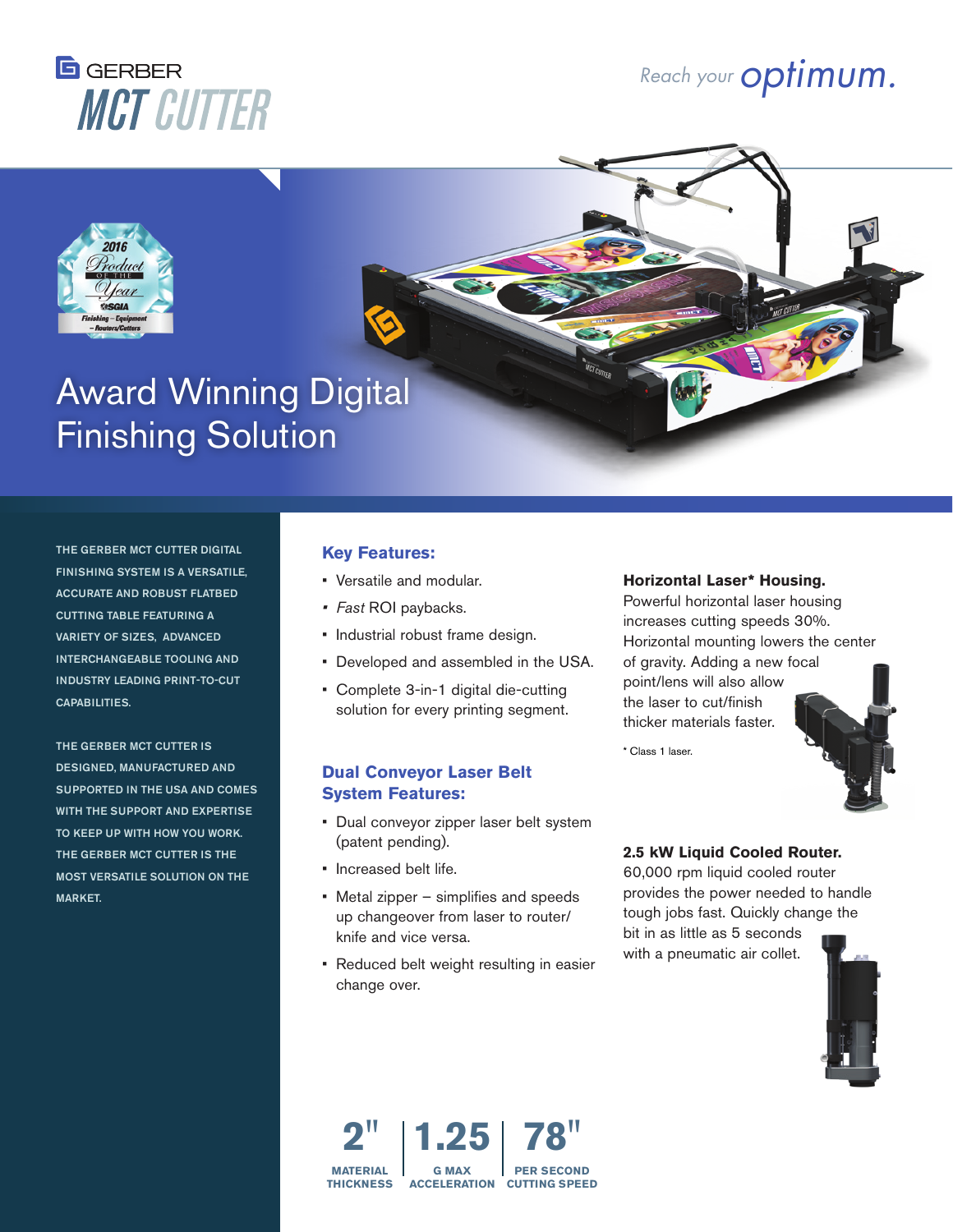# GERBER MCT CUTTER

*Reach your optimum.*

## Award Winning Digital Finishing Solution

THE GERBER MCT CUTTER DIGITAL FINISHING SYSTEM IS A VERSATILE, ACCURATE AND ROBUST FLATBED CUTTING TABLE FEATURING A VARIETY OF SIZES, ADVANCED INTERCHANGEABLE TOOLING AND INDUSTRY LEADING PRINT-TO-CUT CAPABILITIES.

THE GERBER MCT CUTTER IS DESIGNED, MANUFACTURED AND SUPPORTED IN THE USA AND COMES WITH THE SUPPORT AND EXPERTISE TO KEEP UP WITH HOW YOU WORK. THE GERBER MCT CUTTER IS THE MOST VERSATILE SOLUTION ON THE MARKET.

### Key Features:

- Versatile and modular.
- *Fast* ROI paybacks.
- Industrial robust frame design.
- Developed and assembled in the USA.
- Complete 3-in-1 digital die-cutting solution for every printing segment.

### Dual Conveyor Laser Belt System Features:

- Dual conveyor zipper laser belt system (patent pending).
- Increased belt life.
- Metal zipper – simplifies and speeds up changeover from laser to router/knife and vice versa.
- Reduced belt weight resulting in easier change over.

**Horizontal Laser* Housing.**
Powerful horizontal laser housing increases cutting speeds 30%. Horizontal mounting lowers the center of gravity. Adding a new focal point/lens will also allow the laser to cut/finish thicker materials faster.

* Class 1 laser.

**2.5 kW Liquid Cooled Router.**
60,000 rpm liquid cooled router provides the power needed to handle tough jobs fast. Quickly change the bit in as little as 5 seconds with a pneumatic air collet.

| 2" | 1.25 | 78" |
|---|---|---|
| MATERIAL THICKNESS | G MAX ACCELERATION | PER SECOND CUTTING SPEED |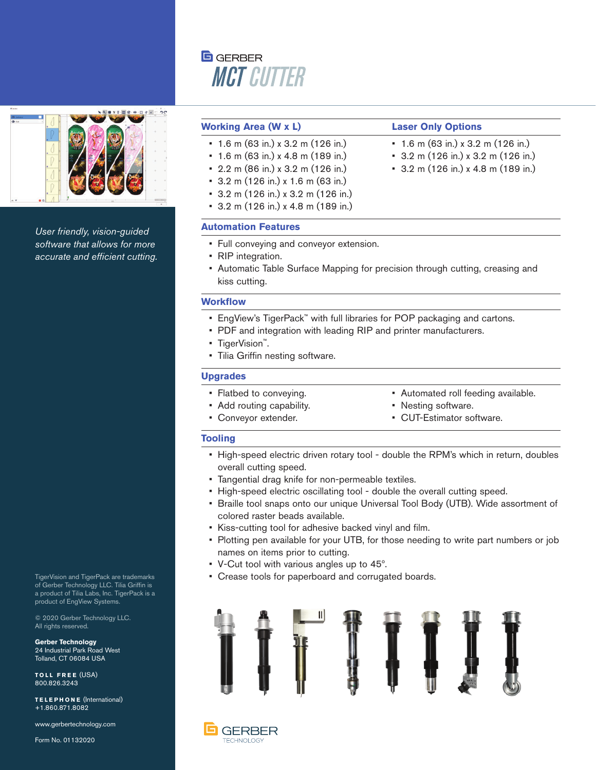# GERBER MCT CUTTER

*User friendly, vision-guided software that allows for more accurate and efficient cutting.*

## Working Area (W x L)

- 1.6 m (63 in.) x 3.2 m (126 in.)
- 1.6 m (63 in.) x 4.8 m (189 in.)
- 2.2 m (86 in.) x 3.2 m (126 in.)
- 3.2 m (126 in.) x 1.6 m (63 in.)
- 3.2 m (126 in.) x 3.2 m (126 in.)
- 3.2 m (126 in.) x 4.8 m (189 in.)

## Laser Only Options

- 1.6 m (63 in.) x 3.2 m (126 in.)
- 3.2 m (126 in.) x 3.2 m (126 in.)
- 3.2 m (126 in.) x 4.8 m (189 in.)

## Automation Features

- Full conveying and conveyor extension.
- RIP integration.
- Automatic Table Surface Mapping for precision through cutting, creasing and kiss cutting.

## Workflow

- EngView's TigerPack™ with full libraries for POP packaging and cartons.
- PDF and integration with leading RIP and printer manufacturers.
- TigerVision™.
- Tilia Griffin nesting software.

## Upgrades

- Flatbed to conveying.
- Add routing capability.
- Conveyor extender.
- Automated roll feeding available.
- Nesting software.
- CUT-Estimator software.

## Tooling

- High-speed electric driven rotary tool - double the RPM's which in return, doubles overall cutting speed.
- Tangential drag knife for non-permeable textiles.
- High-speed electric oscillating tool - double the overall cutting speed.
- Braille tool snaps onto our unique Universal Tool Body (UTB). Wide assortment of colored raster beads available.
- Kiss-cutting tool for adhesive backed vinyl and film.
- Plotting pen available for your UTB, for those needing to write part numbers or job names on items prior to cutting.
- V-Cut tool with various angles up to 45°.
- Crease tools for paperboard and corrugated boards.

TigerVision and TigerPack are trademarks of Gerber Technology LLC. Tilia Griffin is a product of Tilia Labs, Inc. TigerPack is a product of EngView Systems.

© 2020 Gerber Technology LLC. All rights reserved.

**Gerber Technology**
24 Industrial Park Road West
Tolland, CT 06084 USA

**TOLL FREE** (USA)
800.826.3243

**TELEPHONE** (International)
+1.860.871.8082

www.gerbertechnology.com

Form No. 01132020

GERBER TECHNOLOGY